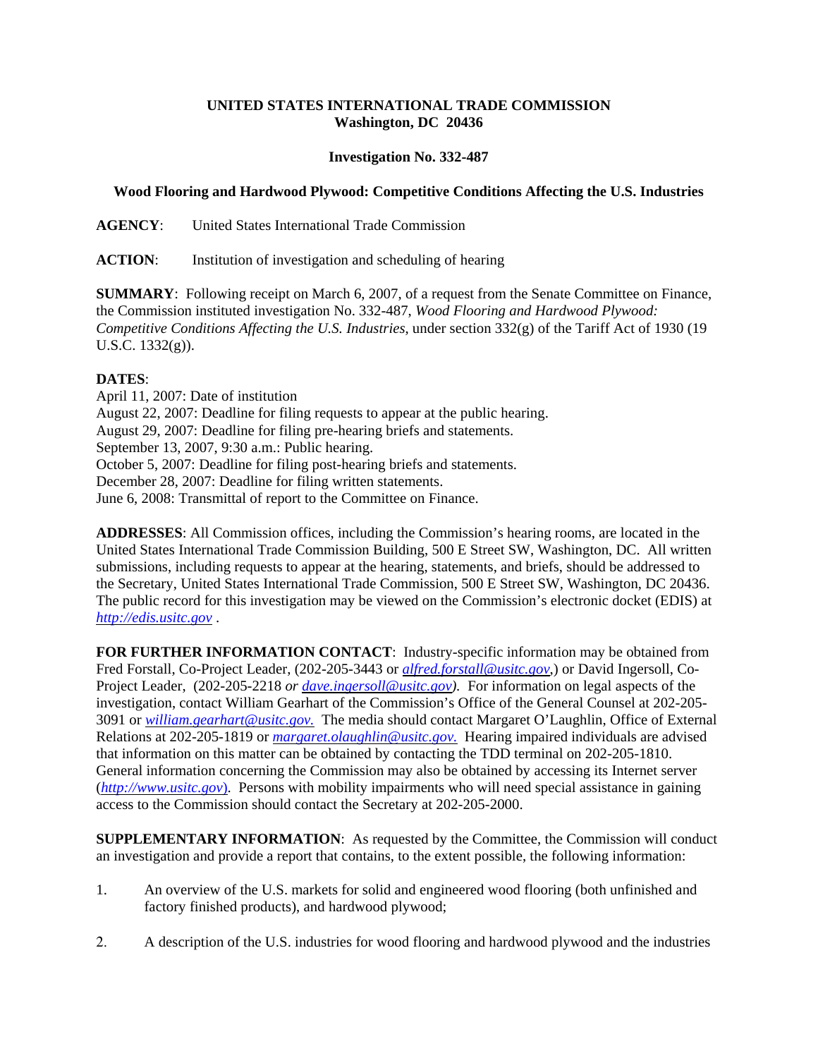**UNITED STATES INTERNATIONAL TRADE COMMISSION**
**Washington, DC 20436**

**Investigation No. 332-487**

**Wood Flooring and Hardwood Plywood: Competitive Conditions Affecting the U.S. Industries**

**AGENCY**: United States International Trade Commission

**ACTION**: Institution of investigation and scheduling of hearing

**SUMMARY**: Following receipt on March 6, 2007, of a request from the Senate Committee on Finance, the Commission instituted investigation No. 332-487, *Wood Flooring and Hardwood Plywood: Competitive Conditions Affecting the U.S. Industries*, under section 332(g) of the Tariff Act of 1930 (19 U.S.C. 1332(g)).

**DATES**:
April 11, 2007: Date of institution
August 22, 2007: Deadline for filing requests to appear at the public hearing.
August 29, 2007: Deadline for filing pre-hearing briefs and statements.
September 13, 2007, 9:30 a.m.: Public hearing.
October 5, 2007: Deadline for filing post-hearing briefs and statements.
December 28, 2007: Deadline for filing written statements.
June 6, 2008: Transmittal of report to the Committee on Finance.

**ADDRESSES**: All Commission offices, including the Commission's hearing rooms, are located in the United States International Trade Commission Building, 500 E Street SW, Washington, DC. All written submissions, including requests to appear at the hearing, statements, and briefs, should be addressed to the Secretary, United States International Trade Commission, 500 E Street SW, Washington, DC 20436. The public record for this investigation may be viewed on the Commission's electronic docket (EDIS) at *http://edis.usitc.gov* .

**FOR FURTHER INFORMATION CONTACT**: Industry-specific information may be obtained from Fred Forstall, Co-Project Leader, (202-205-3443 or *alfred.forstall@usitc.gov*,) or David Ingersoll, Co-Project Leader, (202-205-2218 *or dave.ingersoll@usitc.gov).* For information on legal aspects of the investigation, contact William Gearhart of the Commission's Office of the General Counsel at 202-205-3091 or *william.gearhart@usitc.gov.* The media should contact Margaret O'Laughlin, Office of External Relations at 202-205-1819 or *margaret.olaughlin@usitc.gov.* Hearing impaired individuals are advised that information on this matter can be obtained by contacting the TDD terminal on 202-205-1810. General information concerning the Commission may also be obtained by accessing its Internet server (*http://www.usitc.gov*). Persons with mobility impairments who will need special assistance in gaining access to the Commission should contact the Secretary at 202-205-2000.

**SUPPLEMENTARY INFORMATION**: As requested by the Committee, the Commission will conduct an investigation and provide a report that contains, to the extent possible, the following information:

1. An overview of the U.S. markets for solid and engineered wood flooring (both unfinished and factory finished products), and hardwood plywood;

2. A description of the U.S. industries for wood flooring and hardwood plywood and the industries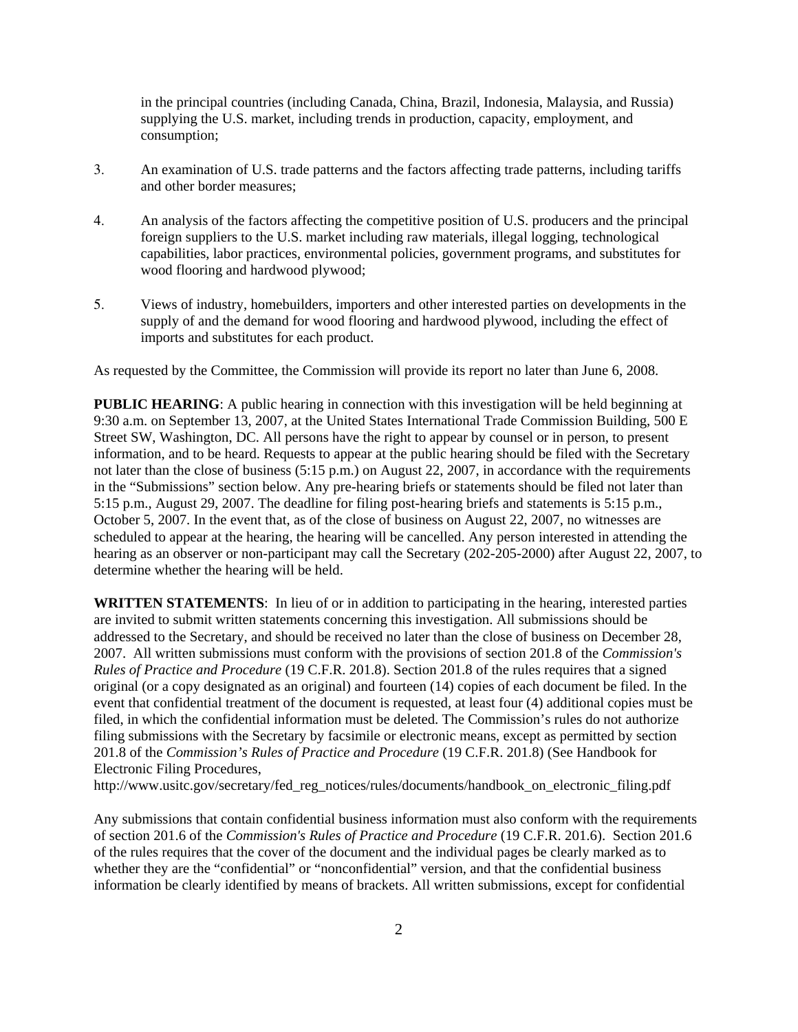in the principal countries (including Canada, China, Brazil, Indonesia, Malaysia, and Russia) supplying the U.S. market, including trends in production, capacity, employment, and consumption;

3. An examination of U.S. trade patterns and the factors affecting trade patterns, including tariffs and other border measures;

4. An analysis of the factors affecting the competitive position of U.S. producers and the principal foreign suppliers to the U.S. market including raw materials, illegal logging, technological capabilities, labor practices, environmental policies, government programs, and substitutes for wood flooring and hardwood plywood;

5. Views of industry, homebuilders, importers and other interested parties on developments in the supply of and the demand for wood flooring and hardwood plywood, including the effect of imports and substitutes for each product.

As requested by the Committee, the Commission will provide its report no later than June 6, 2008.

**PUBLIC HEARING**: A public hearing in connection with this investigation will be held beginning at 9:30 a.m. on September 13, 2007, at the United States International Trade Commission Building, 500 E Street SW, Washington, DC. All persons have the right to appear by counsel or in person, to present information, and to be heard. Requests to appear at the public hearing should be filed with the Secretary not later than the close of business (5:15 p.m.) on August 22, 2007, in accordance with the requirements in the "Submissions" section below. Any pre-hearing briefs or statements should be filed not later than 5:15 p.m., August 29, 2007. The deadline for filing post-hearing briefs and statements is 5:15 p.m., October 5, 2007. In the event that, as of the close of business on August 22, 2007, no witnesses are scheduled to appear at the hearing, the hearing will be cancelled. Any person interested in attending the hearing as an observer or non-participant may call the Secretary (202-205-2000) after August 22, 2007, to determine whether the hearing will be held.

**WRITTEN STATEMENTS**: In lieu of or in addition to participating in the hearing, interested parties are invited to submit written statements concerning this investigation. All submissions should be addressed to the Secretary, and should be received no later than the close of business on December 28, 2007. All written submissions must conform with the provisions of section 201.8 of the *Commission's Rules of Practice and Procedure* (19 C.F.R. 201.8). Section 201.8 of the rules requires that a signed original (or a copy designated as an original) and fourteen (14) copies of each document be filed. In the event that confidential treatment of the document is requested, at least four (4) additional copies must be filed, in which the confidential information must be deleted. The Commission's rules do not authorize filing submissions with the Secretary by facsimile or electronic means, except as permitted by section 201.8 of the *Commission's Rules of Practice and Procedure* (19 C.F.R. 201.8) (See Handbook for Electronic Filing Procedures,
http://www.usitc.gov/secretary/fed_reg_notices/rules/documents/handbook_on_electronic_filing.pdf

Any submissions that contain confidential business information must also conform with the requirements of section 201.6 of the *Commission's Rules of Practice and Procedure* (19 C.F.R. 201.6). Section 201.6 of the rules requires that the cover of the document and the individual pages be clearly marked as to whether they are the "confidential" or "nonconfidential" version, and that the confidential business information be clearly identified by means of brackets. All written submissions, except for confidential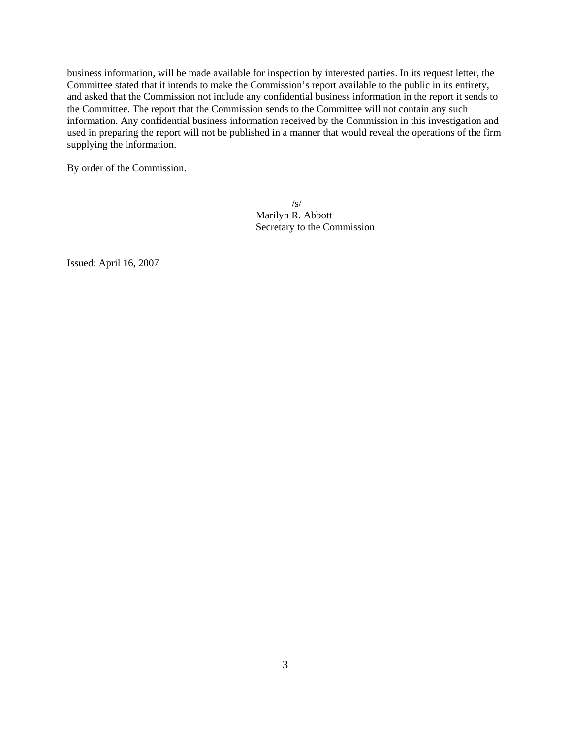business information, will be made available for inspection by interested parties. In its request letter, the Committee stated that it intends to make the Commission's report available to the public in its entirety, and asked that the Commission not include any confidential business information in the report it sends to the Committee. The report that the Commission sends to the Committee will not contain any such information. Any confidential business information received by the Commission in this investigation and used in preparing the report will not be published in a manner that would reveal the operations of the firm supplying the information.

By order of the Commission.

/s/
Marilyn R. Abbott
Secretary to the Commission

Issued: April 16, 2007